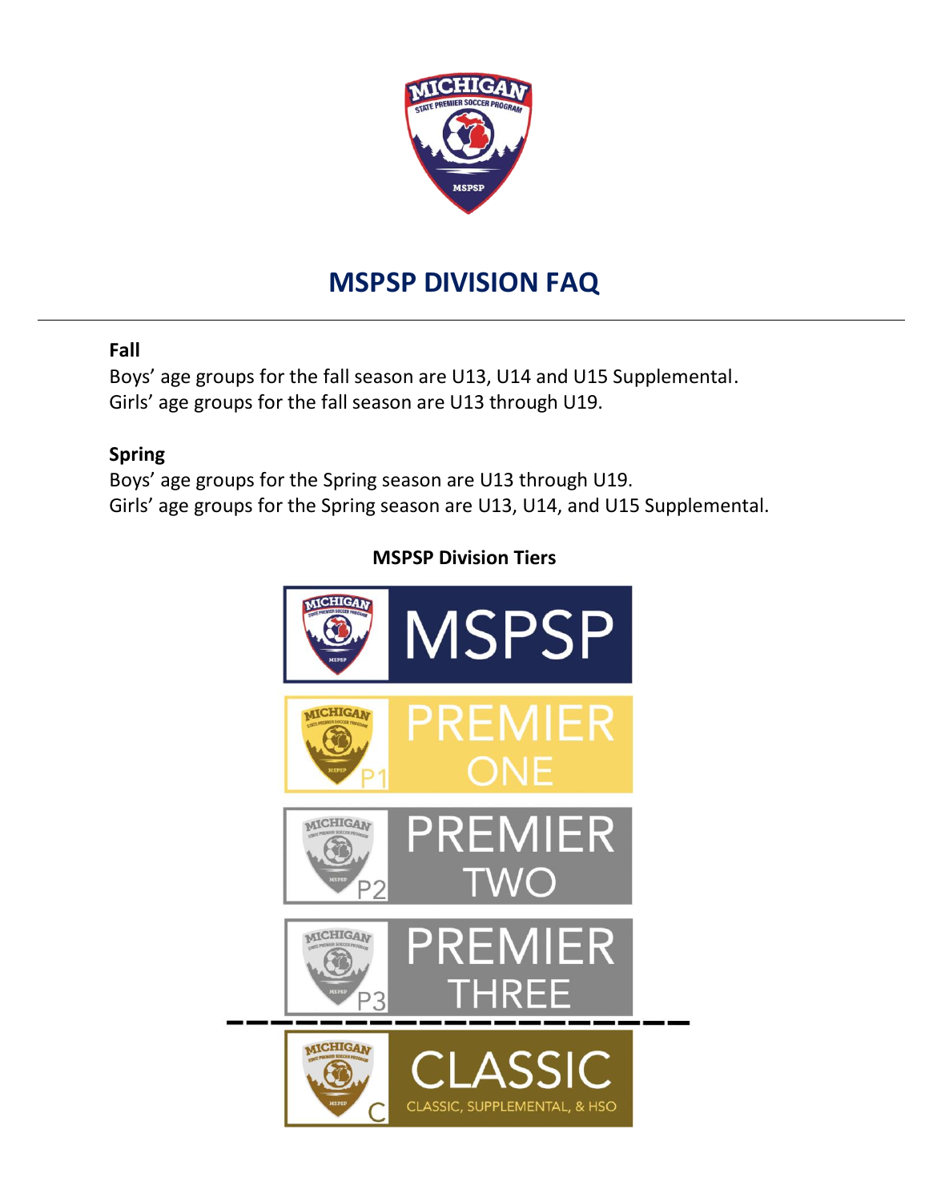# MSPSP DIVISION FAQ

**Fall**

Boys' age groups for the fall season are U13, U14 and U15 Supplemental.
Girls' age groups for the fall season are U13 through U19.

**Spring**

Boys' age groups for the Spring season are U13 through U19.
Girls' age groups for the Spring season are U13, U14, and U15 Supplemental.

**MSPSP Division Tiers**

MSPSP

PREMIER ONE

PREMIER TWO

PREMIER THREE

CLASSIC
CLASSIC, SUPPLEMENTAL, & HSO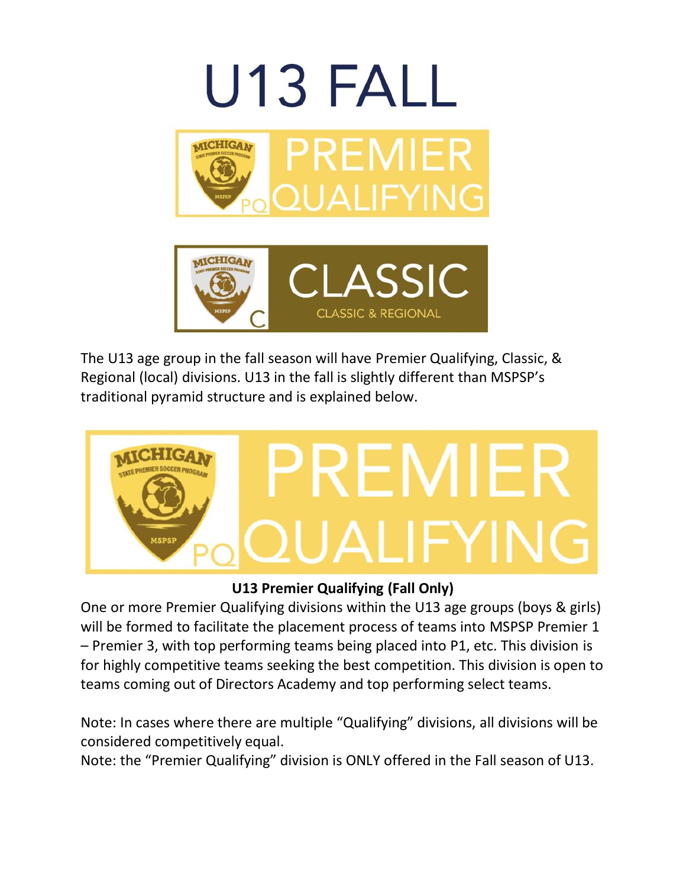# U13 FALL

PREMIER QUALIFYING

CLASSIC

CLASSIC & REGIONAL

The U13 age group in the fall season will have Premier Qualifying, Classic, & Regional (local) divisions. U13 in the fall is slightly different than MSPSP's traditional pyramid structure and is explained below.

PREMIER QUALIFYING

**U13 Premier Qualifying (Fall Only)**

One or more Premier Qualifying divisions within the U13 age groups (boys & girls) will be formed to facilitate the placement process of teams into MSPSP Premier 1 – Premier 3, with top performing teams being placed into P1, etc. This division is for highly competitive teams seeking the best competition. This division is open to teams coming out of Directors Academy and top performing select teams.

Note: In cases where there are multiple "Qualifying" divisions, all divisions will be considered competitively equal.

Note: the "Premier Qualifying" division is ONLY offered in the Fall season of U13.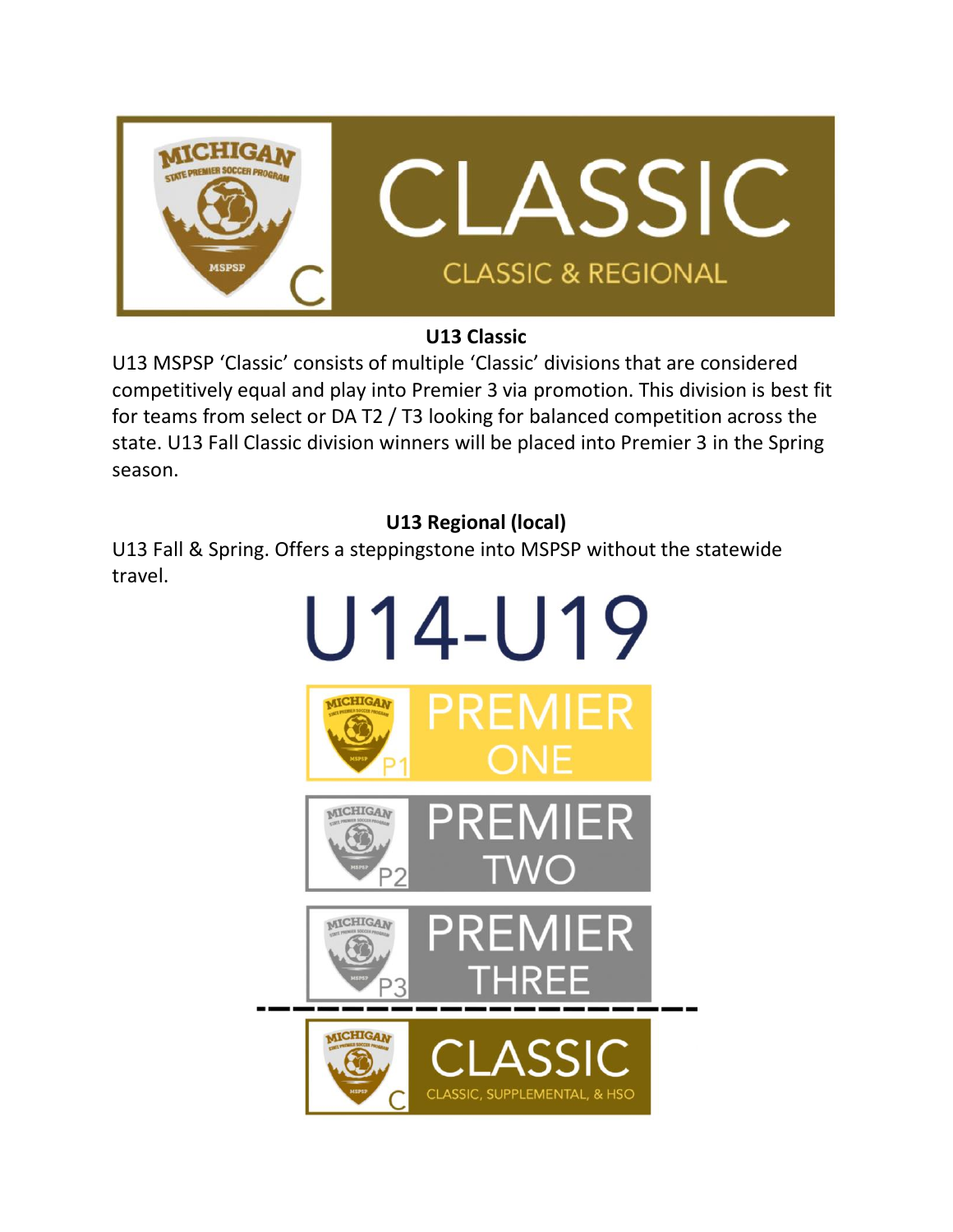CLASSIC

CLASSIC & REGIONAL

**U13 Classic**

U13 MSPSP 'Classic' consists of multiple 'Classic' divisions that are considered competitively equal and play into Premier 3 via promotion. This division is best fit for teams from select or DA T2 / T3 looking for balanced competition across the state. U13 Fall Classic division winners will be placed into Premier 3 in the Spring season.

**U13 Regional (local)**

U13 Fall & Spring. Offers a steppingstone into MSPSP without the statewide travel.

# U14-U19

PREMIER ONE

PREMIER TWO

PREMIER THREE

---

CLASSIC

CLASSIC, SUPPLEMENTAL, & HSO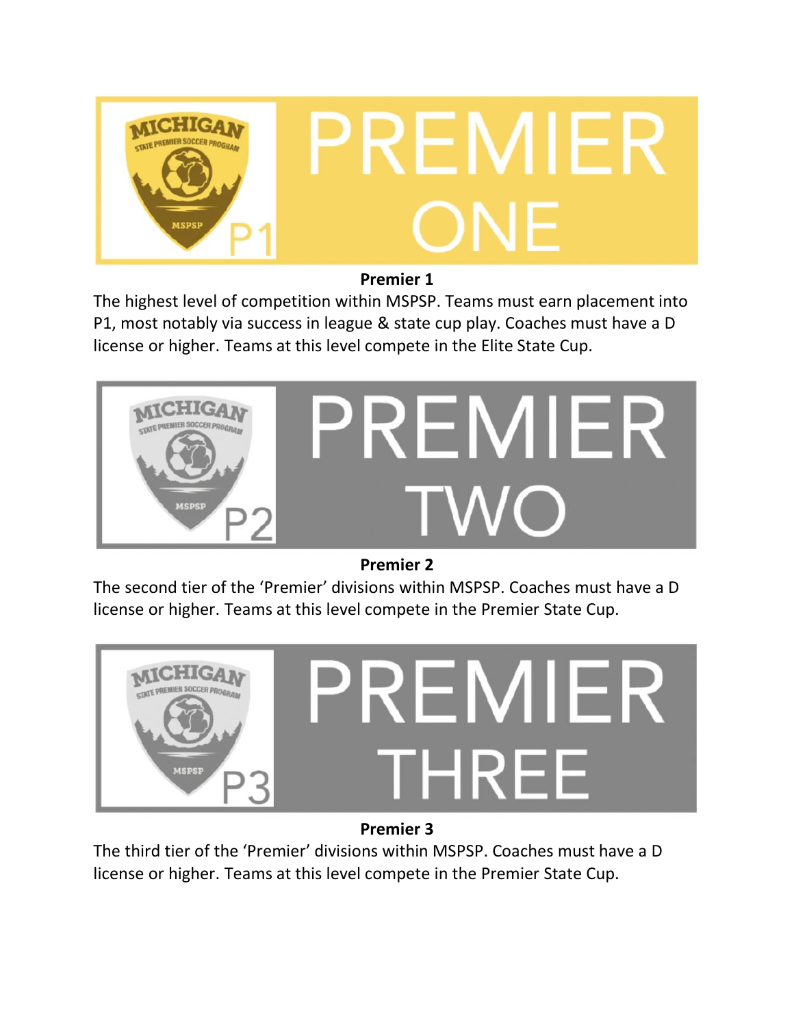**Premier 1**

The highest level of competition within MSPSP. Teams must earn placement into P1, most notably via success in league & state cup play. Coaches must have a D license or higher. Teams at this level compete in the Elite State Cup.

**Premier 2**

The second tier of the 'Premier' divisions within MSPSP. Coaches must have a D license or higher. Teams at this level compete in the Premier State Cup.

**Premier 3**

The third tier of the 'Premier' divisions within MSPSP. Coaches must have a D license or higher. Teams at this level compete in the Premier State Cup.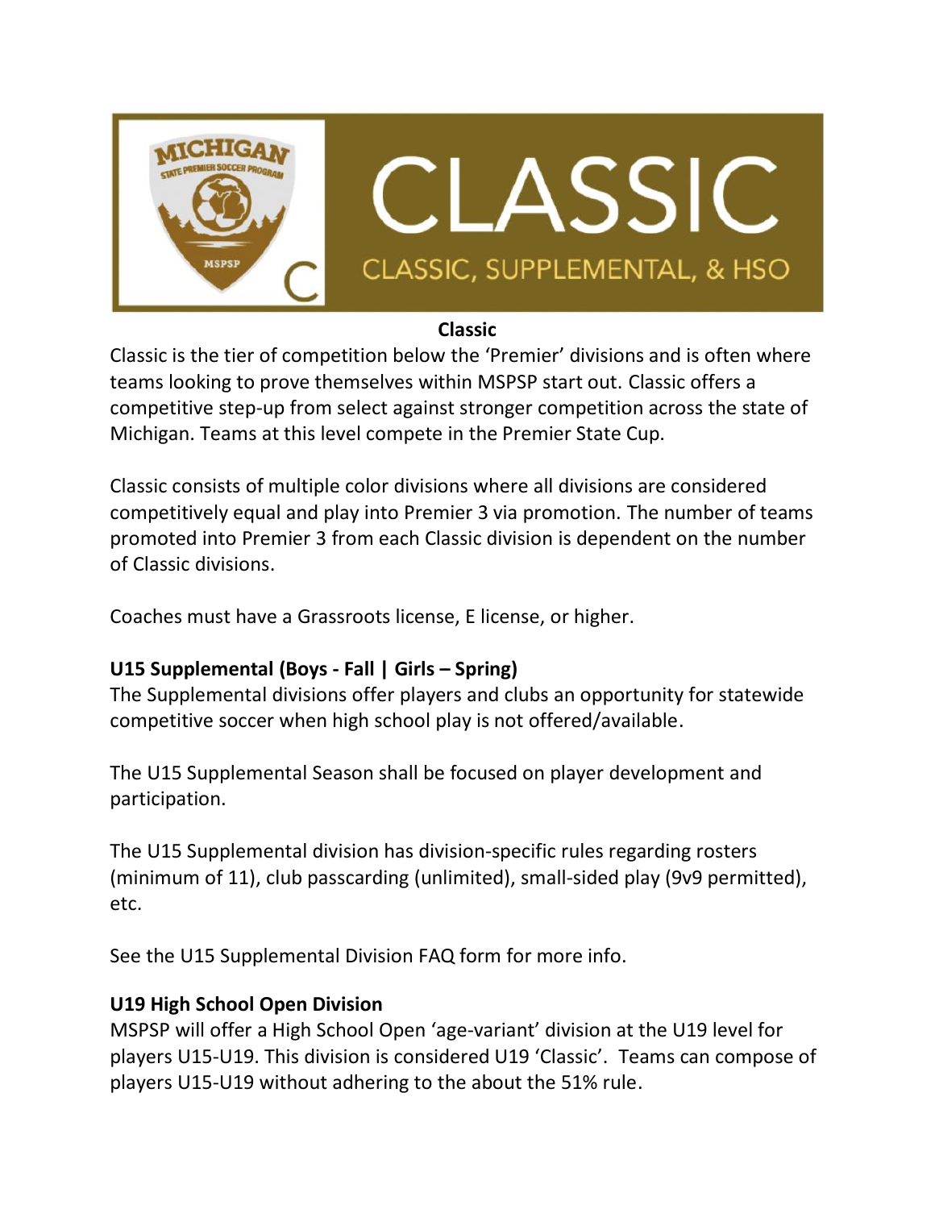# CLASSIC

CLASSIC, SUPPLEMENTAL, & HSO

**Classic**

Classic is the tier of competition below the 'Premier' divisions and is often where teams looking to prove themselves within MSPSP start out. Classic offers a competitive step-up from select against stronger competition across the state of Michigan. Teams at this level compete in the Premier State Cup.

Classic consists of multiple color divisions where all divisions are considered competitively equal and play into Premier 3 via promotion. The number of teams promoted into Premier 3 from each Classic division is dependent on the number of Classic divisions.

Coaches must have a Grassroots license, E license, or higher.

**U15 Supplemental (Boys - Fall | Girls – Spring)**

The Supplemental divisions offer players and clubs an opportunity for statewide competitive soccer when high school play is not offered/available.

The U15 Supplemental Season shall be focused on player development and participation.

The U15 Supplemental division has division-specific rules regarding rosters (minimum of 11), club passcarding (unlimited), small-sided play (9v9 permitted), etc.

See the U15 Supplemental Division FAQ form for more info.

**U19 High School Open Division**

MSPSP will offer a High School Open 'age-variant' division at the U19 level for players U15-U19. This division is considered U19 'Classic'. Teams can compose of players U15-U19 without adhering to the about the 51% rule.